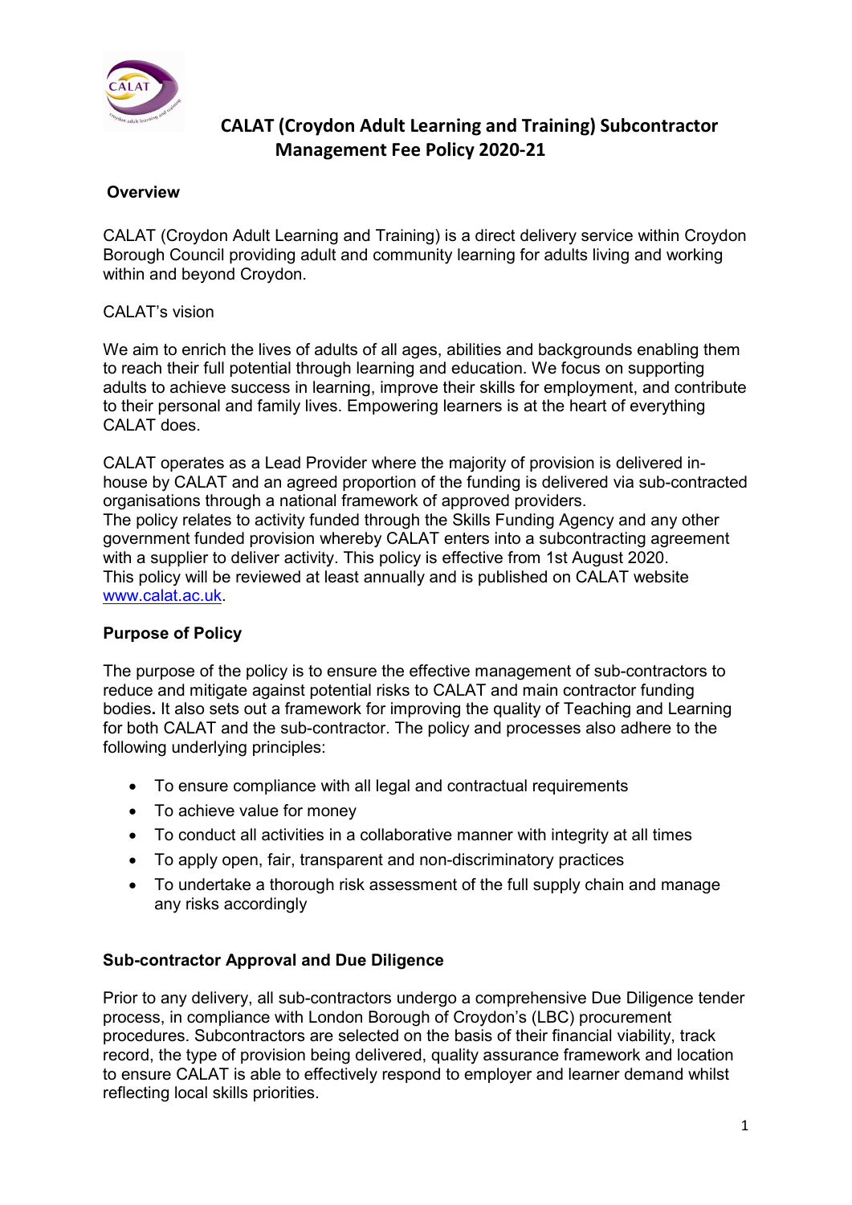# CALAT (Croydon Adult Learning and Training) Subcontractor Management Fee Policy 2020-21

## Overview

CALAT (Croydon Adult Learning and Training) is a direct delivery service within Croydon Borough Council providing adult and community learning for adults living and working within and beyond Croydon.

CALAT's vision

We aim to enrich the lives of adults of all ages, abilities and backgrounds enabling them to reach their full potential through learning and education. We focus on supporting adults to achieve success in learning, improve their skills for employment, and contribute to their personal and family lives. Empowering learners is at the heart of everything CALAT does.

CALAT operates as a Lead Provider where the majority of provision is delivered in-house by CALAT and an agreed proportion of the funding is delivered via sub-contracted organisations through a national framework of approved providers.
The policy relates to activity funded through the Skills Funding Agency and any other government funded provision whereby CALAT enters into a subcontracting agreement with a supplier to deliver activity. This policy is effective from 1st August 2020.
This policy will be reviewed at least annually and is published on CALAT website [www.calat.ac.uk](http://www.calat.ac.uk).

## Purpose of Policy

The purpose of the policy is to ensure the effective management of sub-contractors to reduce and mitigate against potential risks to CALAT and main contractor funding bodies**.** It also sets out a framework for improving the quality of Teaching and Learning for both CALAT and the sub-contractor. The policy and processes also adhere to the following underlying principles:

- To ensure compliance with all legal and contractual requirements
- To achieve value for money
- To conduct all activities in a collaborative manner with integrity at all times
- To apply open, fair, transparent and non-discriminatory practices
- To undertake a thorough risk assessment of the full supply chain and manage any risks accordingly

## Sub-contractor Approval and Due Diligence

Prior to any delivery, all sub-contractors undergo a comprehensive Due Diligence tender process, in compliance with London Borough of Croydon's (LBC) procurement procedures. Subcontractors are selected on the basis of their financial viability, track record, the type of provision being delivered, quality assurance framework and location to ensure CALAT is able to effectively respond to employer and learner demand whilst reflecting local skills priorities.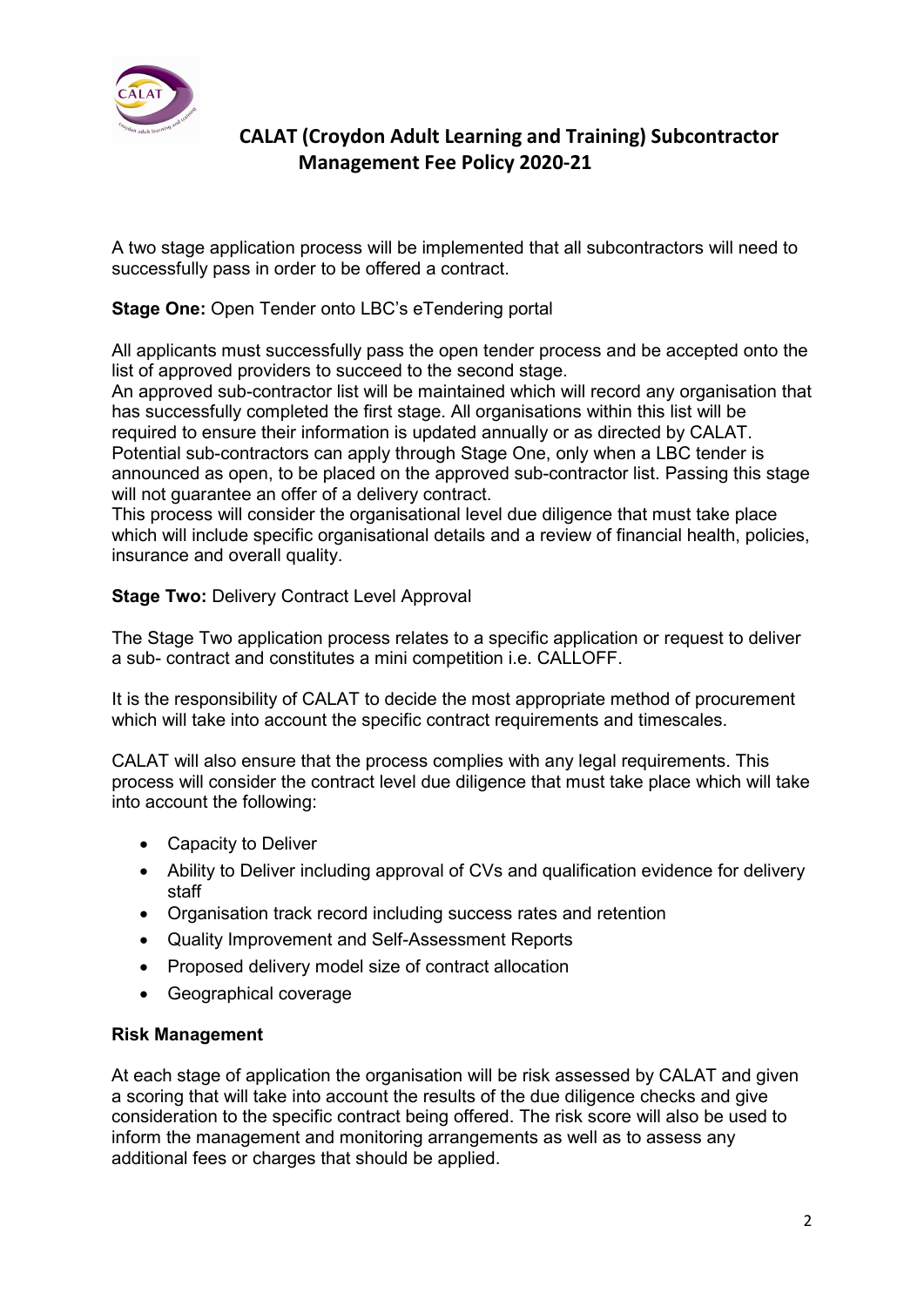# CALAT (Croydon Adult Learning and Training) Subcontractor Management Fee Policy 2020-21

A two stage application process will be implemented that all subcontractors will need to successfully pass in order to be offered a contract.

**Stage One:** Open Tender onto LBC's eTendering portal

All applicants must successfully pass the open tender process and be accepted onto the list of approved providers to succeed to the second stage.
An approved sub-contractor list will be maintained which will record any organisation that has successfully completed the first stage. All organisations within this list will be required to ensure their information is updated annually or as directed by CALAT.
Potential sub-contractors can apply through Stage One, only when a LBC tender is announced as open, to be placed on the approved sub-contractor list. Passing this stage will not guarantee an offer of a delivery contract.
This process will consider the organisational level due diligence that must take place which will include specific organisational details and a review of financial health, policies, insurance and overall quality.

**Stage Two:** Delivery Contract Level Approval

The Stage Two application process relates to a specific application or request to deliver a sub- contract and constitutes a mini competition i.e. CALLOFF.

It is the responsibility of CALAT to decide the most appropriate method of procurement which will take into account the specific contract requirements and timescales.

CALAT will also ensure that the process complies with any legal requirements. This process will consider the contract level due diligence that must take place which will take into account the following:

- Capacity to Deliver
- Ability to Deliver including approval of CVs and qualification evidence for delivery staff
- Organisation track record including success rates and retention
- Quality Improvement and Self-Assessment Reports
- Proposed delivery model size of contract allocation
- Geographical coverage

**Risk Management**

At each stage of application the organisation will be risk assessed by CALAT and given a scoring that will take into account the results of the due diligence checks and give consideration to the specific contract being offered. The risk score will also be used to inform the management and monitoring arrangements as well as to assess any additional fees or charges that should be applied.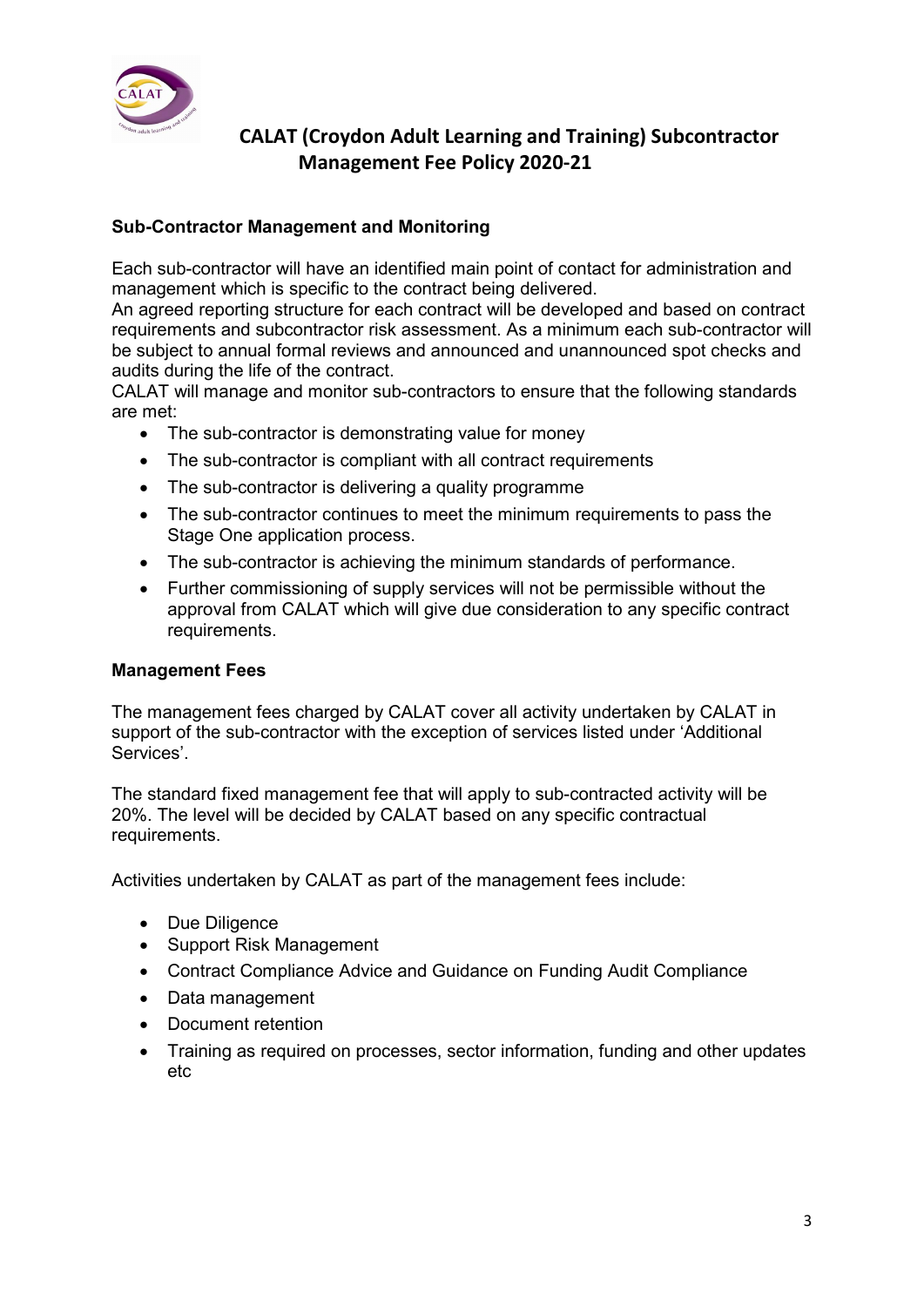# CALAT (Croydon Adult Learning and Training) Subcontractor Management Fee Policy 2020-21

### Sub-Contractor Management and Monitoring

Each sub-contractor will have an identified main point of contact for administration and management which is specific to the contract being delivered.
An agreed reporting structure for each contract will be developed and based on contract requirements and subcontractor risk assessment. As a minimum each sub-contractor will be subject to annual formal reviews and announced and unannounced spot checks and audits during the life of the contract.
CALAT will manage and monitor sub-contractors to ensure that the following standards are met:

- The sub-contractor is demonstrating value for money
- The sub-contractor is compliant with all contract requirements
- The sub-contractor is delivering a quality programme
- The sub-contractor continues to meet the minimum requirements to pass the Stage One application process.
- The sub-contractor is achieving the minimum standards of performance.
- Further commissioning of supply services will not be permissible without the approval from CALAT which will give due consideration to any specific contract requirements.

### Management Fees

The management fees charged by CALAT cover all activity undertaken by CALAT in support of the sub-contractor with the exception of services listed under 'Additional Services'.

The standard fixed management fee that will apply to sub-contracted activity will be 20%. The level will be decided by CALAT based on any specific contractual requirements.

Activities undertaken by CALAT as part of the management fees include:

- Due Diligence
- Support Risk Management
- Contract Compliance Advice and Guidance on Funding Audit Compliance
- Data management
- Document retention
- Training as required on processes, sector information, funding and other updates etc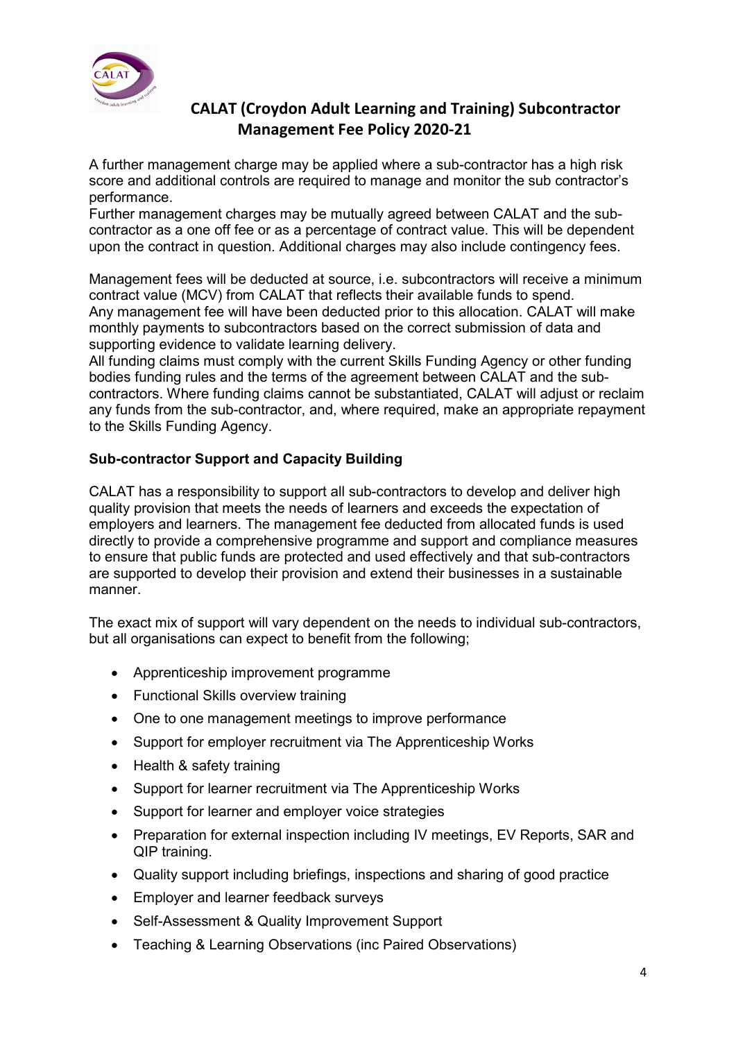# CALAT (Croydon Adult Learning and Training) Subcontractor Management Fee Policy 2020-21

A further management charge may be applied where a sub-contractor has a high risk score and additional controls are required to manage and monitor the sub contractor's performance.

Further management charges may be mutually agreed between CALAT and the sub-contractor as a one off fee or as a percentage of contract value. This will be dependent upon the contract in question. Additional charges may also include contingency fees.

Management fees will be deducted at source, i.e. subcontractors will receive a minimum contract value (MCV) from CALAT that reflects their available funds to spend.
Any management fee will have been deducted prior to this allocation. CALAT will make monthly payments to subcontractors based on the correct submission of data and supporting evidence to validate learning delivery.
All funding claims must comply with the current Skills Funding Agency or other funding bodies funding rules and the terms of the agreement between CALAT and the sub-contractors. Where funding claims cannot be substantiated, CALAT will adjust or reclaim any funds from the sub-contractor, and, where required, make an appropriate repayment to the Skills Funding Agency.

**Sub-contractor Support and Capacity Building**

CALAT has a responsibility to support all sub-contractors to develop and deliver high quality provision that meets the needs of learners and exceeds the expectation of employers and learners. The management fee deducted from allocated funds is used directly to provide a comprehensive programme and support and compliance measures to ensure that public funds are protected and used effectively and that sub-contractors are supported to develop their provision and extend their businesses in a sustainable manner.

The exact mix of support will vary dependent on the needs to individual sub-contractors, but all organisations can expect to benefit from the following;

- Apprenticeship improvement programme
- Functional Skills overview training
- One to one management meetings to improve performance
- Support for employer recruitment via The Apprenticeship Works
- Health & safety training
- Support for learner recruitment via The Apprenticeship Works
- Support for learner and employer voice strategies
- Preparation for external inspection including IV meetings, EV Reports, SAR and QIP training.
- Quality support including briefings, inspections and sharing of good practice
- Employer and learner feedback surveys
- Self-Assessment & Quality Improvement Support
- Teaching & Learning Observations (inc Paired Observations)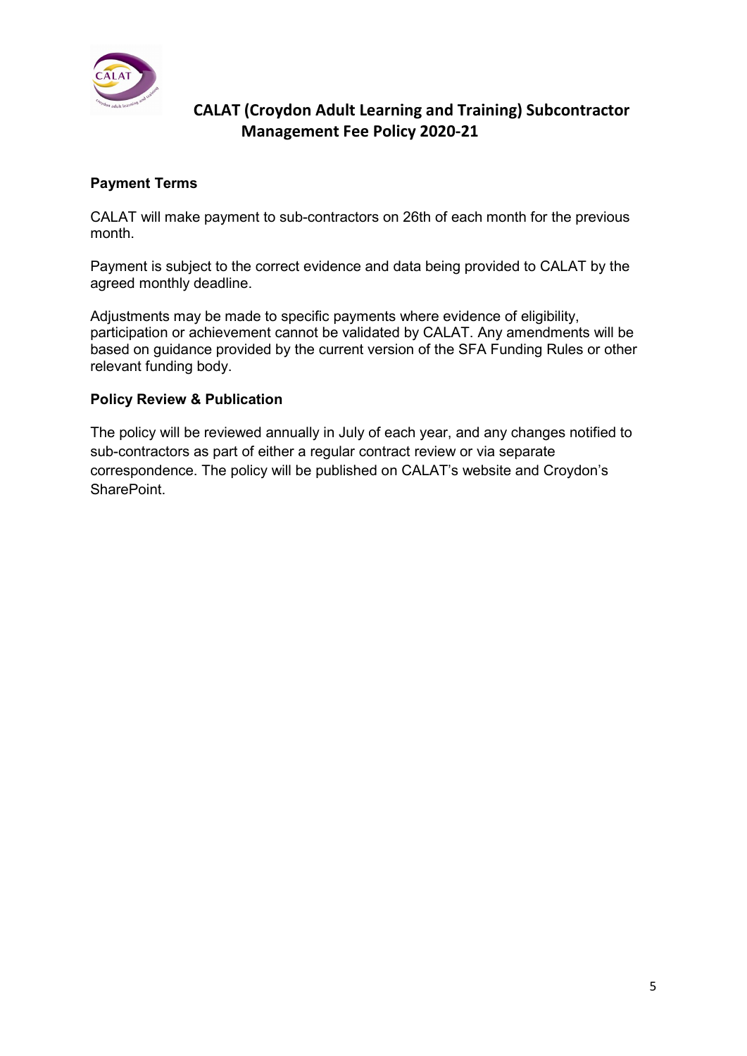# CALAT (Croydon Adult Learning and Training) Subcontractor Management Fee Policy 2020-21

**Payment Terms**

CALAT will make payment to sub-contractors on 26th of each month for the previous month.

Payment is subject to the correct evidence and data being provided to CALAT by the agreed monthly deadline.

Adjustments may be made to specific payments where evidence of eligibility, participation or achievement cannot be validated by CALAT. Any amendments will be based on guidance provided by the current version of the SFA Funding Rules or other relevant funding body.

**Policy Review & Publication**

The policy will be reviewed annually in July of each year, and any changes notified to sub-contractors as part of either a regular contract review or via separate correspondence. The policy will be published on CALAT's website and Croydon's SharePoint.